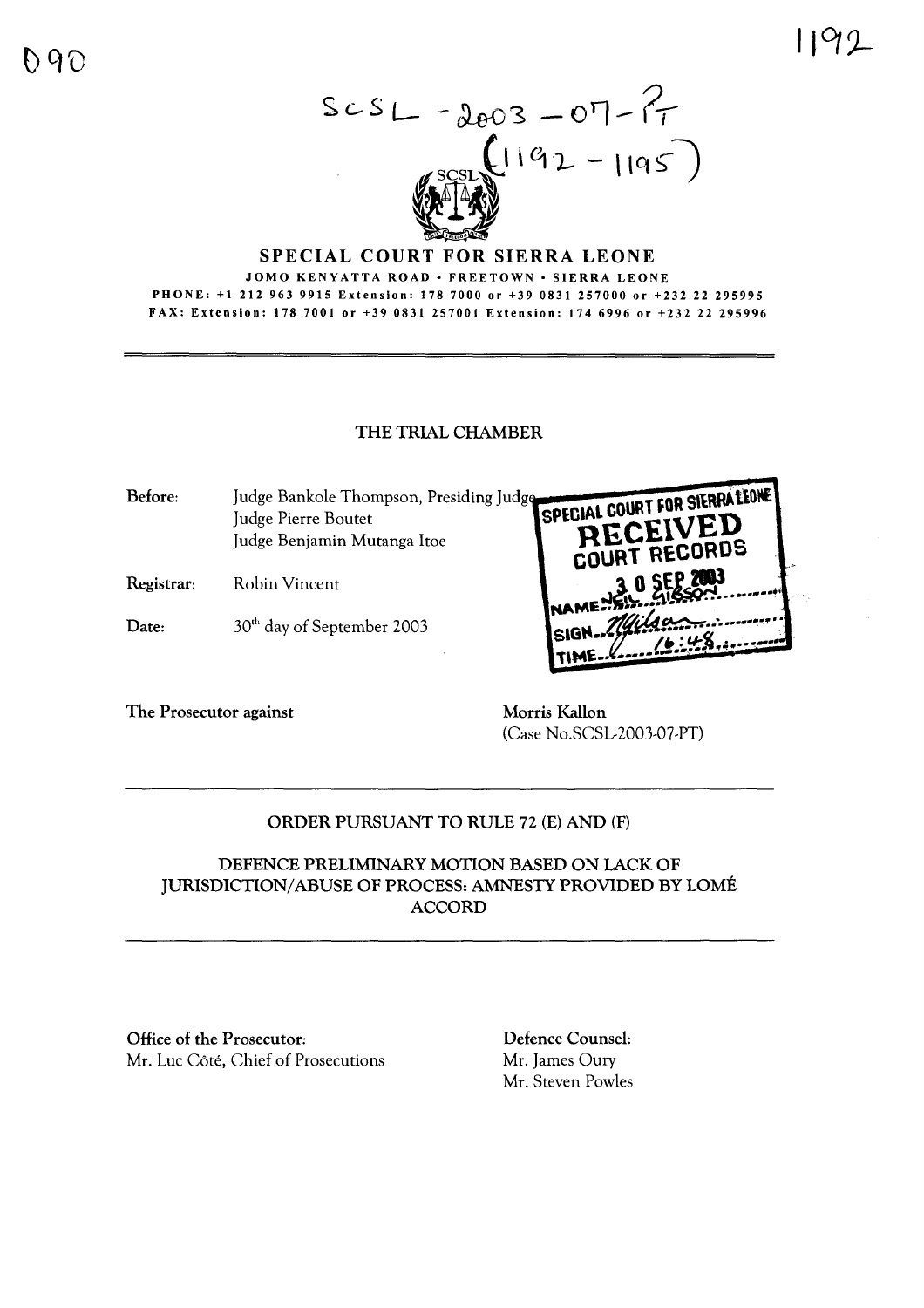SCSL - 2003 - 07 - PT
(1192 - 1195)

# SPECIAL COURT FOR SIERRA LEONE

JOMO KENYATTA ROAD • FREETOWN • SIERRA LEONE

PHONE: +1 212 963 9915 Extension: 178 7000 or +39 0831 257000 or +232 22 295995

FAX: Extension: 178 7001 or +39 0831 257001 Extension: 174 6996 or +232 22 295996

---

## THE TRIAL CHAMBER

**Before:** Judge Bankole Thompson, Presiding Judge
Judge Pierre Boutet
Judge Benjamin Mutanga Itoe

**Registrar:** Robin Vincent

**Date:** 30th day of September 2003

SPECIAL COURT FOR SIERRA LEONE
RECEIVED
COURT RECORDS
30 SEP 2003
NAME NEIL GIBSON
SIGN
TIME 16:48

**The Prosecutor against** Morris Kallon
(Case No.SCSL-2003-07-PT)

---

## ORDER PURSUANT TO RULE 72 (E) AND (F)

## DEFENCE PRELIMINARY MOTION BASED ON LACK OF JURISDICTION/ABUSE OF PROCESS: AMNESTY PROVIDED BY LOMÉ ACCORD

---

**Office of the Prosecutor:**
Mr. Luc Côté, Chief of Prosecutions

**Defence Counsel:**
Mr. James Oury
Mr. Steven Powles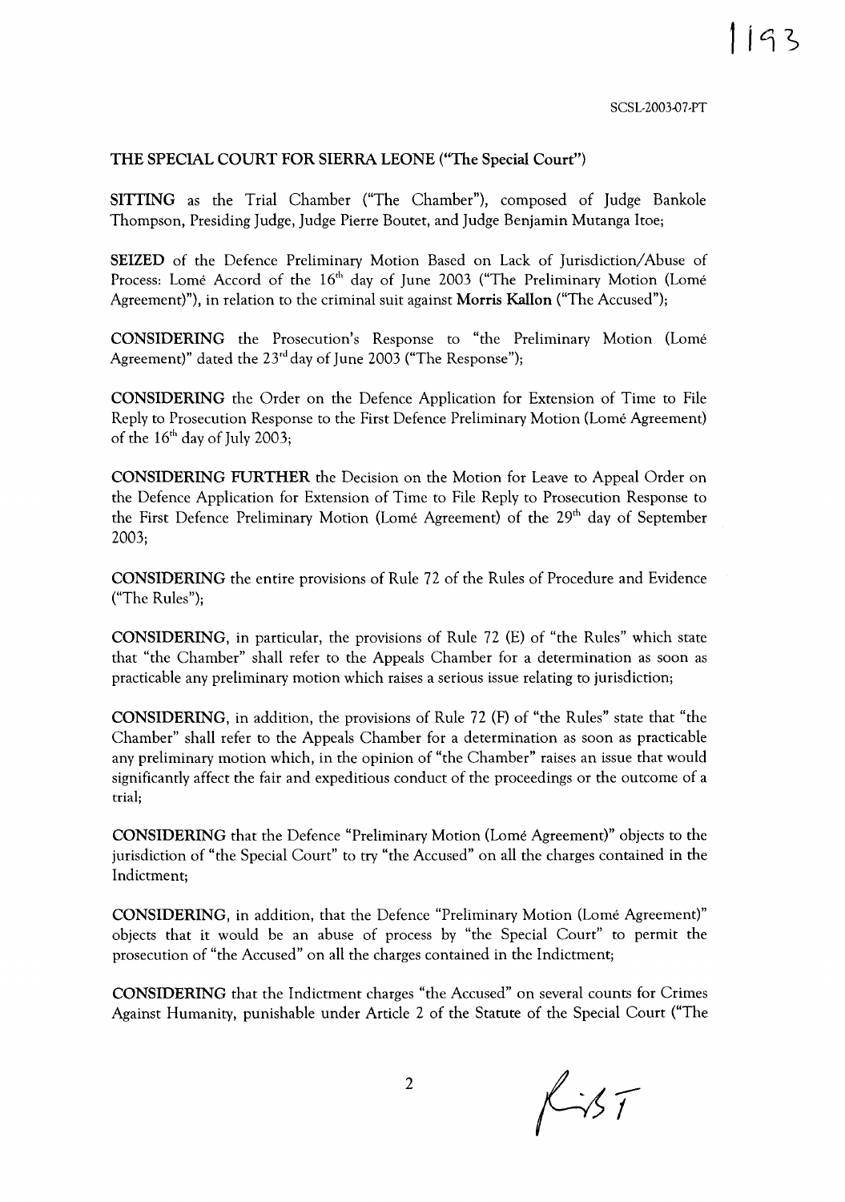SCSL-2003-07-PT

**THE SPECIAL COURT FOR SIERRA LEONE ("The Special Court")**

**SITTING** as the Trial Chamber ("The Chamber"), composed of Judge Bankole Thompson, Presiding Judge, Judge Pierre Boutet, and Judge Benjamin Mutanga Itoe;

**SEIZED** of the Defence Preliminary Motion Based on Lack of Jurisdiction/Abuse of Process: Lomé Accord of the 16th day of June 2003 ("The Preliminary Motion (Lomé Agreement)"), in relation to the criminal suit against **Morris Kallon** ("The Accused");

**CONSIDERING** the Prosecution's Response to "the Preliminary Motion (Lomé Agreement)" dated the 23rd day of June 2003 ("The Response");

**CONSIDERING** the Order on the Defence Application for Extension of Time to File Reply to Prosecution Response to the First Defence Preliminary Motion (Lomé Agreement) of the 16th day of July 2003;

**CONSIDERING FURTHER** the Decision on the Motion for Leave to Appeal Order on the Defence Application for Extension of Time to File Reply to Prosecution Response to the First Defence Preliminary Motion (Lomé Agreement) of the 29th day of September 2003;

**CONSIDERING** the entire provisions of Rule 72 of the Rules of Procedure and Evidence ("The Rules");

**CONSIDERING**, in particular, the provisions of Rule 72 (E) of "the Rules" which state that "the Chamber" shall refer to the Appeals Chamber for a determination as soon as practicable any preliminary motion which raises a serious issue relating to jurisdiction;

**CONSIDERING**, in addition, the provisions of Rule 72 (F) of "the Rules" state that "the Chamber" shall refer to the Appeals Chamber for a determination as soon as practicable any preliminary motion which, in the opinion of "the Chamber" raises an issue that would significantly affect the fair and expeditious conduct of the proceedings or the outcome of a trial;

**CONSIDERING** that the Defence "Preliminary Motion (Lomé Agreement)" objects to the jurisdiction of "the Special Court" to try "the Accused" on all the charges contained in the Indictment;

**CONSIDERING**, in addition, that the Defence "Preliminary Motion (Lomé Agreement)" objects that it would be an abuse of process by "the Special Court" to permit the prosecution of "the Accused" on all the charges contained in the Indictment;

**CONSIDERING** that the Indictment charges "the Accused" on several counts for Crimes Against Humanity, punishable under Article 2 of the Statute of the Special Court ("The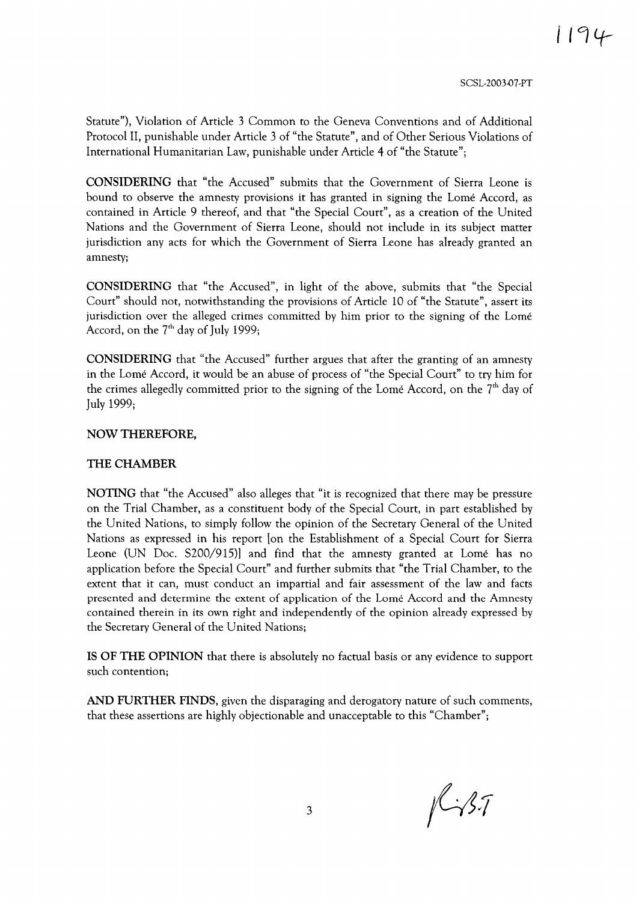Statute"), Violation of Article 3 Common to the Geneva Conventions and of Additional Protocol II, punishable under Article 3 of "the Statute", and of Other Serious Violations of International Humanitarian Law, punishable under Article 4 of "the Statute";

**CONSIDERING** that "the Accused" submits that the Government of Sierra Leone is bound to observe the amnesty provisions it has granted in signing the Lomé Accord, as contained in Article 9 thereof, and that "the Special Court", as a creation of the United Nations and the Government of Sierra Leone, should not include in its subject matter jurisdiction any acts for which the Government of Sierra Leone has already granted an amnesty;

**CONSIDERING** that "the Accused", in light of the above, submits that "the Special Court" should not, notwithstanding the provisions of Article 10 of "the Statute", assert its jurisdiction over the alleged crimes committed by him prior to the signing of the Lomé Accord, on the 7th day of July 1999;

**CONSIDERING** that "the Accused" further argues that after the granting of an amnesty in the Lomé Accord, it would be an abuse of process of "the Special Court" to try him for the crimes allegedly committed prior to the signing of the Lomé Accord, on the 7th day of July 1999;

**NOW THEREFORE,**

**THE CHAMBER**

**NOTING** that "the Accused" also alleges that "it is recognized that there may be pressure on the Trial Chamber, as a constituent body of the Special Court, in part established by the United Nations, to simply follow the opinion of the Secretary General of the United Nations as expressed in his report [on the Establishment of a Special Court for Sierra Leone (UN Doc. S200/915)] and find that the amnesty granted at Lomé has no application before the Special Court" and further submits that "the Trial Chamber, to the extent that it can, must conduct an impartial and fair assessment of the law and facts presented and determine the extent of application of the Lomé Accord and the Amnesty contained therein in its own right and independently of the opinion already expressed by the Secretary General of the United Nations;

**IS OF THE OPINION** that there is absolutely no factual basis or any evidence to support such contention;

**AND FURTHER FINDS**, given the disparaging and derogatory nature of such comments, that these assertions are highly objectionable and unacceptable to this "Chamber";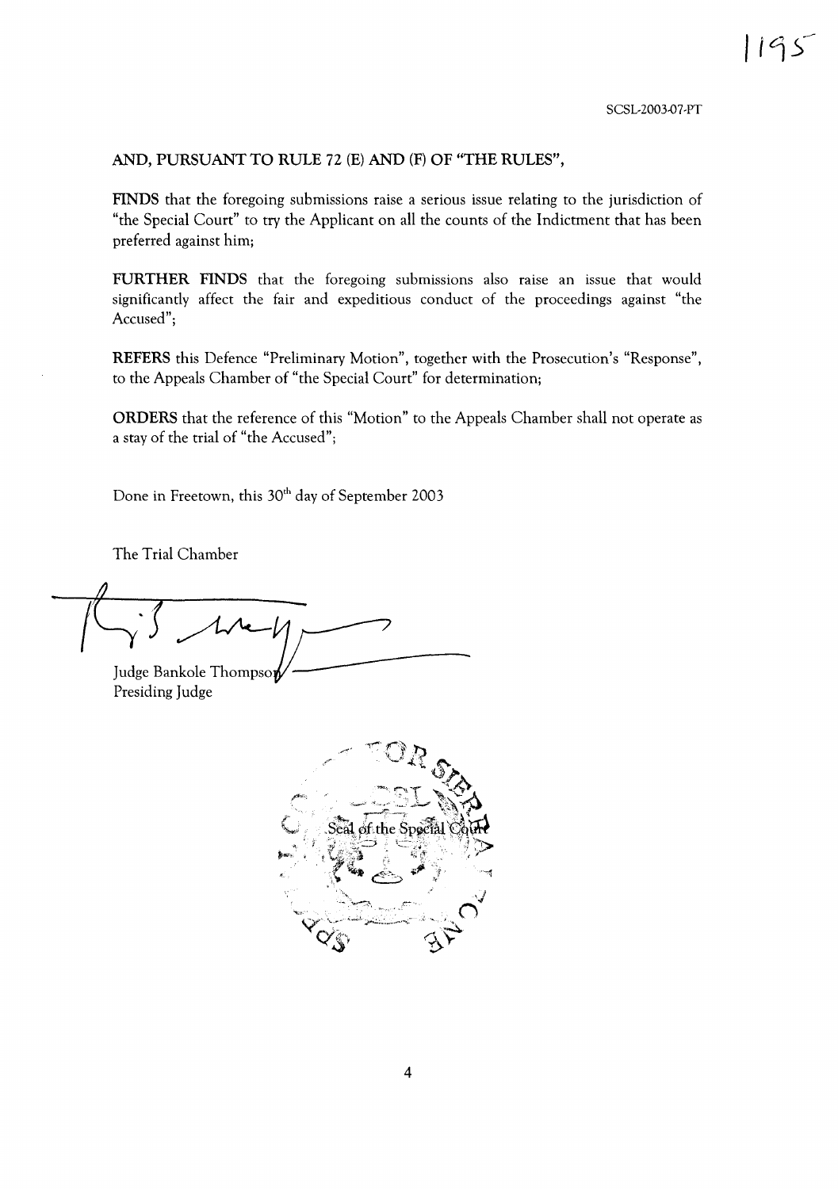AND, PURSUANT TO RULE 72 (E) AND (F) OF "THE RULES",

**FINDS** that the foregoing submissions raise a serious issue relating to the jurisdiction of "the Special Court" to try the Applicant on all the counts of the Indictment that has been preferred against him;

**FURTHER FINDS** that the foregoing submissions also raise an issue that would significantly affect the fair and expeditious conduct of the proceedings against "the Accused";

**REFERS** this Defence "Preliminary Motion", together with the Prosecution's "Response", to the Appeals Chamber of "the Special Court" for determination;

**ORDERS** that the reference of this "Motion" to the Appeals Chamber shall not operate as a stay of the trial of "the Accused";

Done in Freetown, this 30th day of September 2003

The Trial Chamber

Judge Bankole Thompson
Presiding Judge

Seal of the Special Court